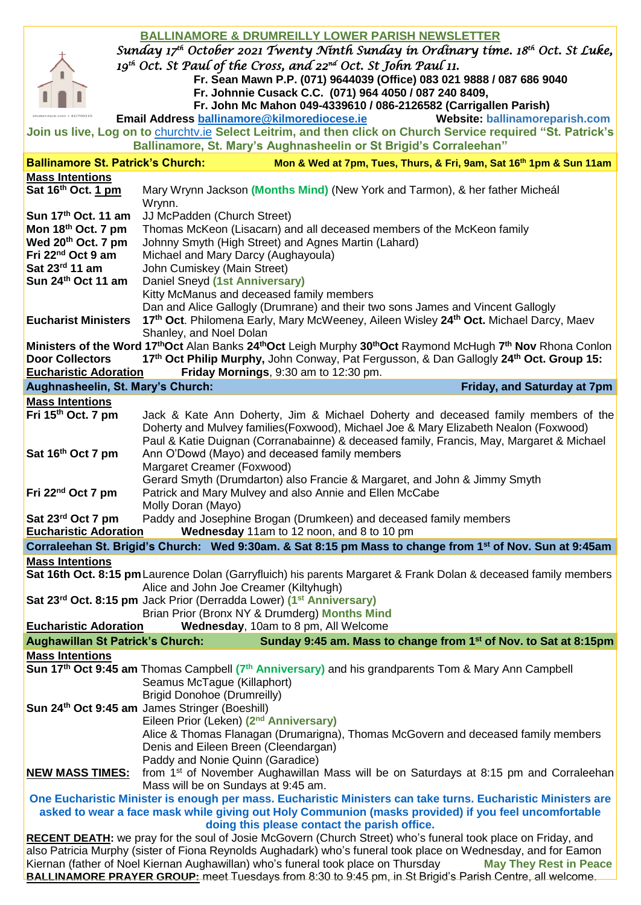# BALLINAMORE & DRUMREILLY LOWER PARISH NEWSLETTER

*Sunday 17th October 2021 Twenty Ninth Sunday in Ordinary time. 18th Oct. St Luke, 19th Oct. St Paul of the Cross, and 22nd Oct. St John Paul 11.*

**Fr. Sean Mawn P.P. (071) 9644039 (Office) 083 021 9888 / 087 686 9040**
**Fr. Johnnie Cusack C.C. (071) 964 4050 / 087 240 8409,**
**Fr. John Mc Mahon 049-4339610 / 086-2126582 (Carrigallen Parish)**

**Email Address ballinamore@kilmorediocese.ie** **Website: ballinamoreparish.com**

**Join us live, Log on to churchtv.ie Select Leitrim, and then click on Church Service required "St. Patrick's Ballinamore, St. Mary's Aughnasheelin or St Brigid's Corraleehan"**

## Ballinamore St. Patrick's Church: Mon & Wed at 7pm, Tues, Thurs, & Fri, 9am, Sat 16th 1pm & Sun 11am

**Mass Intentions**

| | |
|---|---|
| **Sat 16th Oct. 1 pm** | Mary Wrynn Jackson **(Months Mind)** (New York and Tarmon), & her father Micheál Wrynn. |
| **Sun 17th Oct. 11 am** | JJ McPadden (Church Street) |
| **Mon 18th Oct. 7 pm** | Thomas McKeon (Lisacarn) and all deceased members of the McKeon family |
| **Wed 20th Oct. 7 pm** | Johnny Smyth (High Street) and Agnes Martin (Lahard) |
| **Fri 22nd Oct 9 am** | Michael and Mary Darcy (Aughayoula) |
| **Sat 23rd 11 am** | John Cumiskey (Main Street) |
| **Sun 24th Oct 11 am** | Daniel Sneyd **(1st Anniversary)**<br>Kitty McManus and deceased family members<br>Dan and Alice Gallogly (Drumrane) and their two sons James and Vincent Gallogly |
| **Eucharist Ministers** | **17th Oct**. Philomena Early, Mary McWeeney, Aileen Wisley **24th Oct.** Michael Darcy, Maev Shanley, and Noel Dolan |

**Ministers of the Word 17thOct** Alan Banks **24thOct** Leigh Murphy **30thOct** Raymond McHugh **7th Nov** Rhona Conlon

**Door Collectors** **17th Oct Philip Murphy,** John Conway, Pat Fergusson, & Dan Gallogly **24th Oct. Group 15:**

**Eucharistic Adoration** **Friday Mornings**, 9:30 am to 12:30 pm.

## Aughnasheelin, St. Mary's Church: Friday, and Saturday at 7pm

**Mass Intentions**

| | |
|---|---|
| **Fri 15th Oct. 7 pm** | Jack & Kate Ann Doherty, Jim & Michael Doherty and deceased family members of the Doherty and Mulvey families(Foxwood), Michael Joe & Mary Elizabeth Nealon (Foxwood)<br>Paul & Katie Duignan (Corranabainne) & deceased family, Francis, May, Margaret & Michael |
| **Sat 16th Oct 7 pm** | Ann O'Dowd (Mayo) and deceased family members<br>Margaret Creamer (Foxwood)<br>Gerard Smyth (Drumdarton) also Francie & Margaret, and John & Jimmy Smyth |
| **Fri 22nd Oct 7 pm** | Patrick and Mary Mulvey and also Annie and Ellen McCabe<br>Molly Doran (Mayo) |
| **Sat 23rd Oct 7 pm** | Paddy and Josephine Brogan (Drumkeen) and deceased family members |

**Eucharistic Adoration** **Wednesday** 11am to 12 noon, and 8 to 10 pm

## Corraleehan St. Brigid's Church: Wed 9:30am. & Sat 8:15 pm Mass to change from 1st of Nov. Sun at 9:45am

**Mass Intentions**

| | |
|---|---|
| **Sat 16th Oct. 8:15 pm** | Laurence Dolan (Garryfluich) his parents Margaret & Frank Dolan & deceased family members<br>Alice and John Joe Creamer (Kiltyhugh) |
| **Sat 23rd Oct. 8:15 pm** | Jack Prior (Derradda Lower) **(1st Anniversary)**<br>Brian Prior (Bronx NY & Drumderg) **Months Mind** |

**Eucharistic Adoration** **Wednesday**, 10am to 8 pm, All Welcome

## Aughawillan St Patrick's Church: Sunday 9:45 am. Mass to change from 1st of Nov. to Sat at 8:15pm

**Mass Intentions**

| | |
|---|---|
| **Sun 17th Oct 9:45 am** | Thomas Campbell **(7th Anniversary)** and his grandparents Tom & Mary Ann Campbell<br>Seamus McTague (Killaphort)<br>Brigid Donohoe (Drumreilly) |
| **Sun 24th Oct 9:45 am** | James Stringer (Boeshill)<br>Eileen Prior (Leken) **(2nd Anniversary)**<br>Alice & Thomas Flanagan (Drumarigna), Thomas McGovern and deceased family members<br>Denis and Eileen Breen (Cleendargan)<br>Paddy and Nonie Quinn (Garadice) |
| **NEW MASS TIMES:** | from 1st of November Aughawillan Mass will be on Saturdays at 8:15 pm and Corraleehan Mass will be on Sundays at 9:45 am. |

**One Eucharistic Minister is enough per mass. Eucharistic Ministers can take turns. Eucharistic Ministers are asked to wear a face mask while giving out Holy Communion (masks provided) if you feel uncomfortable doing this please contact the parish office.**

**RECENT DEATH:** we pray for the soul of Josie McGovern (Church Street) who's funeral took place on Friday, and also Patricia Murphy (sister of Fiona Reynolds Aughadark) who's funeral took place on Wednesday, and for Eamon Kiernan (father of Noel Kiernan Aughawillan) who's funeral took place on Thursday **May They Rest in Peace**

**BALLINAMORE PRAYER GROUP:** meet Tuesdays from 8:30 to 9:45 pm, in St Brigid's Parish Centre, all welcome.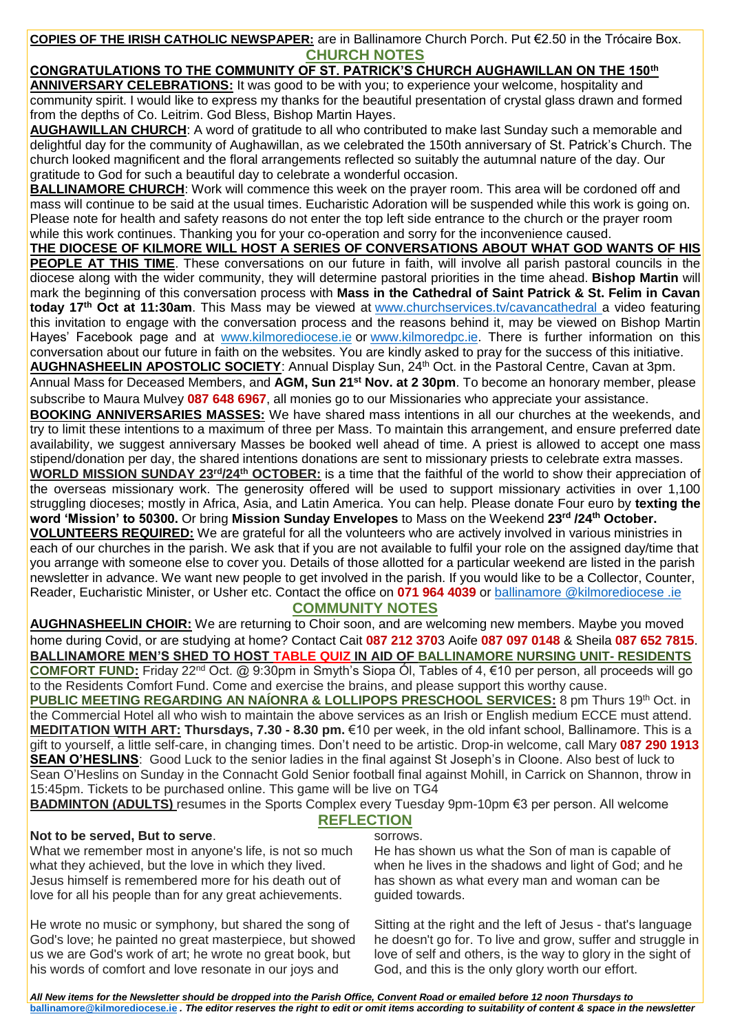**COPIES OF THE IRISH CATHOLIC NEWSPAPER:** are in Ballinamore Church Porch. Put €2.50 in the Trócaire Box.

## CHURCH NOTES

**CONGRATULATIONS TO THE COMMUNITY OF ST. PATRICK'S CHURCH AUGHAWILLAN ON THE 150th ANNIVERSARY CELEBRATIONS:** It was good to be with you; to experience your welcome, hospitality and community spirit. I would like to express my thanks for the beautiful presentation of crystal glass drawn and formed from the depths of Co. Leitrim. God Bless, Bishop Martin Hayes.

**AUGHAWILLAN CHURCH**: A word of gratitude to all who contributed to make last Sunday such a memorable and delightful day for the community of Aughawillan, as we celebrated the 150th anniversary of St. Patrick's Church. The church looked magnificent and the floral arrangements reflected so suitably the autumnal nature of the day. Our gratitude to God for such a beautiful day to celebrate a wonderful occasion.

**BALLINAMORE CHURCH**: Work will commence this week on the prayer room. This area will be cordoned off and mass will continue to be said at the usual times. Eucharistic Adoration will be suspended while this work is going on. Please note for health and safety reasons do not enter the top left side entrance to the church or the prayer room while this work continues. Thanking you for your co-operation and sorry for the inconvenience caused.

**THE DIOCESE OF KILMORE WILL HOST A SERIES OF CONVERSATIONS ABOUT WHAT GOD WANTS OF HIS PEOPLE AT THIS TIME**. These conversations on our future in faith, will involve all parish pastoral councils in the diocese along with the wider community, they will determine pastoral priorities in the time ahead. **Bishop Martin** will mark the beginning of this conversation process with **Mass in the Cathedral of Saint Patrick & St. Felim in Cavan today 17th Oct at 11:30am**. This Mass may be viewed at www.churchservices.tv/cavancathedral a video featuring this invitation to engage with the conversation process and the reasons behind it, may be viewed on Bishop Martin Hayes' Facebook page and at www.kilmorediocese.ie or www.kilmoredpc.ie. There is further information on this conversation about our future in faith on the websites. You are kindly asked to pray for the success of this initiative.

**AUGHNASHEELIN APOSTOLIC SOCIETY**: Annual Display Sun, 24th Oct. in the Pastoral Centre, Cavan at 3pm. Annual Mass for Deceased Members, and **AGM, Sun 21st Nov. at 2 30pm**. To become an honorary member, please subscribe to Maura Mulvey **087 648 6967**, all monies go to our Missionaries who appreciate your assistance.

**BOOKING ANNIVERSARIES MASSES:** We have shared mass intentions in all our churches at the weekends, and try to limit these intentions to a maximum of three per Mass. To maintain this arrangement, and ensure preferred date availability, we suggest anniversary Masses be booked well ahead of time. A priest is allowed to accept one mass stipend/donation per day, the shared intentions donations are sent to missionary priests to celebrate extra masses.

**WORLD MISSION SUNDAY 23rd/24th OCTOBER:** is a time that the faithful of the world to show their appreciation of the overseas missionary work. The generosity offered will be used to support missionary activities in over 1,100 struggling dioceses; mostly in Africa, Asia, and Latin America. You can help. Please donate Four euro by **texting the word 'Mission' to 50300.** Or bring **Mission Sunday Envelopes** to Mass on the Weekend **23rd /24th October.**

**VOLUNTEERS REQUIRED:** We are grateful for all the volunteers who are actively involved in various ministries in each of our churches in the parish. We ask that if you are not available to fulfil your role on the assigned day/time that you arrange with someone else to cover you. Details of those allotted for a particular weekend are listed in the parish newsletter in advance. We want new people to get involved in the parish. If you would like to be a Collector, Counter, Reader, Eucharistic Minister, or Usher etc. Contact the office on **071 964 4039** or ballinamore @kilmorediocese .ie

## COMMUNITY NOTES

**AUGHNASHEELIN CHOIR:** We are returning to Choir soon, and are welcoming new members. Maybe you moved home during Covid, or are studying at home? Contact Cait **087 212 3703** Aoife **087 097 0148** & Sheila **087 652 7815**.

**BALLINAMORE MEN'S SHED TO HOST TABLE QUIZ IN AID OF BALLINAMORE NURSING UNIT- RESIDENTS COMFORT FUND:** Friday 22nd Oct. @ 9:30pm in Smyth's Siopa Ól, Tables of 4, €10 per person, all proceeds will go to the Residents Comfort Fund. Come and exercise the brains, and please support this worthy cause.

**PUBLIC MEETING REGARDING AN NAÍONRA & LOLLIPOPS PRESCHOOL SERVICES:** 8 pm Thurs 19th Oct. in the Commercial Hotel all who wish to maintain the above services as an Irish or English medium ECCE must attend.

**MEDITATION WITH ART: Thursdays, 7.30 - 8.30 pm.** €10 per week, in the old infant school, Ballinamore. This is a gift to yourself, a little self-care, in changing times. Don't need to be artistic. Drop-in welcome, call Mary **087 290 1913**

**SEAN O'HESLINS**: Good Luck to the senior ladies in the final against St Joseph's in Cloone. Also best of luck to Sean O'Heslins on Sunday in the Connacht Gold Senior football final against Mohill, in Carrick on Shannon, throw in 15:45pm. Tickets to be purchased online. This game will be live on TG4

**BADMINTON (ADULTS)** resumes in the Sports Complex every Tuesday 9pm-10pm €3 per person. All welcome

## REFLECTION

**Not to be served, But to serve**.

What we remember most in anyone's life, is not so much what they achieved, but the love in which they lived. Jesus himself is remembered more for his death out of love for all his people than for any great achievements.

He wrote no music or symphony, but shared the song of God's love; he painted no great masterpiece, but showed us we are God's work of art; he wrote no great book, but his words of comfort and love resonate in our joys and sorrows.

He has shown us what the Son of man is capable of when he lives in the shadows and light of God; and he has shown as what every man and woman can be guided towards.

Sitting at the right and the left of Jesus - that's language he doesn't go for. To live and grow, suffer and struggle in love of self and others, is the way to glory in the sight of God, and this is the only glory worth our effort.

***All New items for the Newsletter should be dropped into the Parish Office, Convent Road or emailed before 12 noon Thursdays to ballinamore@kilmorediocese.ie . The editor reserves the right to edit or omit items according to suitability of content & space in the newsletter***